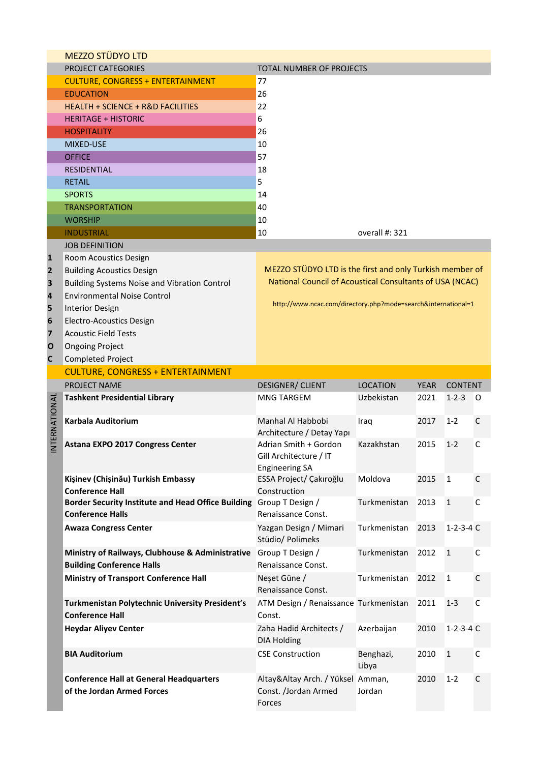# MEZZO STÜDYO LTD

| PROJECT CATEGORIES | TOTAL NUMBER OF PROJECTS |
|---|---|
| CULTURE, CONGRESS + ENTERTAINMENT | 77 |
| EDUCATION | 26 |
| HEALTH + SCIENCE + R&D FACILITIES | 22 |
| HERITAGE + HISTORIC | 6 |
| HOSPITALITY | 26 |
| MIXED-USE | 10 |
| OFFICE | 57 |
| RESIDENTIAL | 18 |
| RETAIL | 5 |
| SPORTS | 14 |
| TRANSPORTATION | 40 |
| WORSHIP | 10 |
| INDUSTRIAL | 10 |
| | overall #: 321 |

## JOB DEFINITION

| | |
|---|---|
| 1 | Room Acoustics Design |
| 2 | Building Acoustics Design |
| 3 | Building Systems Noise and Vibration Control |
| 4 | Environmental Noise Control |
| 5 | Interior Design |
| 6 | Electro-Acoustics Design |
| 7 | Acoustic Field Tests |
| O | Ongoing Project |
| C | Completed Project |

MEZZO STÜDYO LTD is the first and only Turkish member of National Council of Acoustical Consultants of USA (NCAC)

http://www.ncac.com/directory.php?mode=search&international=1

## CULTURE, CONGRESS + ENTERTAINMENT

| | PROJECT NAME | DESIGNER/ CLIENT | LOCATION | YEAR | CONTENT | |
|---|---|---|---|---|---|---|
| INTERNATIONAL | **Tashkent Presidential Library** | MNG TARGEM | Uzbekistan | 2021 | 1-2-3 | O |
| | **Karbala Auditorium** | Manhal Al Habbobi Architecture / Detay Yapı | Iraq | 2017 | 1-2 | C |
| | **Astana EXPO 2017 Congress Center** | Adrian Smith + Gordon Gill Architecture / IT Engineering SA | Kazakhstan | 2015 | 1-2 | C |
| | **Kişinev (Chişinău) Turkish Embassy Conference Hall** | ESSA Project/ Çakıroğlu Construction | Moldova | 2015 | 1 | C |
| | **Border Security Institute and Head Office Building Conference Halls** | Group T Design / Renaissance Const. | Turkmenistan | 2013 | 1 | C |
| | **Awaza Congress Center** | Yazgan Design / Mimari Stüdio/ Polimeks | Turkmenistan | 2013 | 1-2-3-4 | C |
| | **Ministry of Railways, Clubhouse & Administrative Building Conference Halls** | Group T Design / Renaissance Const. | Turkmenistan | 2012 | 1 | C |
| | **Ministry of Transport Conference Hall** | Neşet Güne / Renaissance Const. | Turkmenistan | 2012 | 1 | C |
| | **Turkmenistan Polytechnic University President's Conference Hall** | ATM Design / Renaissance Const. | Turkmenistan | 2011 | 1-3 | C |
| | **Heydar Aliyev Center** | Zaha Hadid Architects / DIA Holding | Azerbaijan | 2010 | 1-2-3-4 | C |
| | **BIA Auditorium** | CSE Construction | Benghazi, Libya | 2010 | 1 | C |
| | **Conference Hall at General Headquarters of the Jordan Armed Forces** | Altay&Altay Arch. / Yüksel Const. /Jordan Armed Forces | Amman, Jordan | 2010 | 1-2 | C |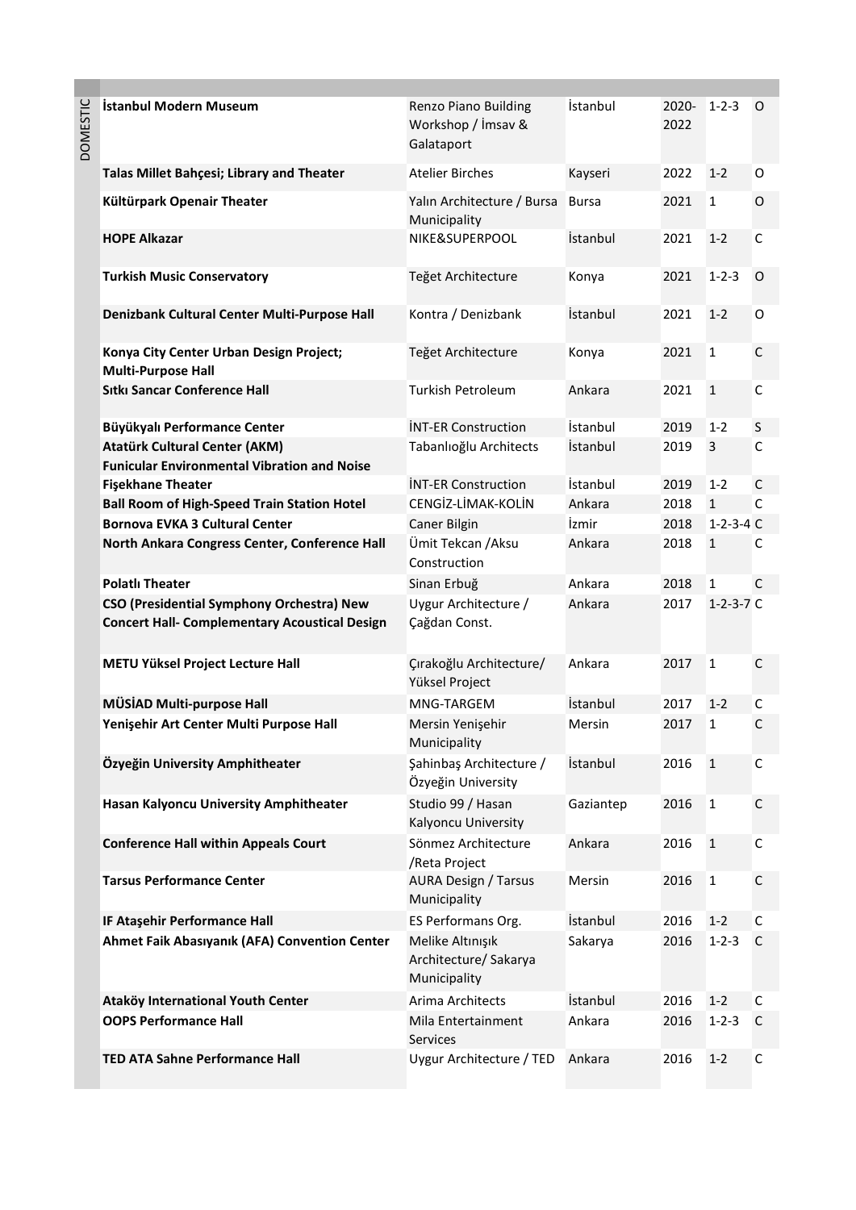| DOMESTIC | | | | | |
|---|---|---|---|---|---|
| **İstanbul Modern Museum** | Renzo Piano Building Workshop / İmsav & Galataport | İstanbul | 2020-2022 | 1-2-3 | O |
| **Talas Millet Bahçesi; Library and Theater** | Atelier Birches | Kayseri | 2022 | 1-2 | O |
| **Kültürpark Openair Theater** | Yalın Architecture / Bursa Municipality | Bursa | 2021 | 1 | O |
| **HOPE Alkazar** | NIKE&SUPERPOOL | İstanbul | 2021 | 1-2 | C |
| **Turkish Music Conservatory** | Teğet Architecture | Konya | 2021 | 1-2-3 | O |
| **Denizbank Cultural Center Multi-Purpose Hall** | Kontra / Denizbank | İstanbul | 2021 | 1-2 | O |
| **Konya City Center Urban Design Project; Multi-Purpose Hall** | Teğet Architecture | Konya | 2021 | 1 | C |
| **Sıtkı Sancar Conference Hall** | Turkish Petroleum | Ankara | 2021 | 1 | C |
| **Büyükyalı Performance Center** | İNT-ER Construction | İstanbul | 2019 | 1-2 | S |
| **Atatürk Cultural Center (AKM) Funicular Environmental Vibration and Noise** | Tabanlıoğlu Architects | İstanbul | 2019 | 3 | C |
| **Fişekhane Theater** | İNT-ER Construction | İstanbul | 2019 | 1-2 | C |
| **Ball Room of High-Speed Train Station Hotel** | CENGİZ-LİMAK-KOLİN | Ankara | 2018 | 1 | C |
| **Bornova EVKA 3 Cultural Center** | Caner Bilgin | İzmir | 2018 | 1-2-3-4 | C |
| **North Ankara Congress Center, Conference Hall** | Ümit Tekcan /Aksu Construction | Ankara | 2018 | 1 | C |
| **Polatlı Theater** | Sinan Erbuğ | Ankara | 2018 | 1 | C |
| **CSO (Presidential Symphony Orchestra) New Concert Hall- Complementary Acoustical Design** | Uygur Architecture / Çağdan Const. | Ankara | 2017 | 1-2-3-7 | C |
| **METU Yüksel Project Lecture Hall** | Çırakoğlu Architecture/ Yüksel Project | Ankara | 2017 | 1 | C |
| **MÜSİAD Multi-purpose Hall** | MNG-TARGEM | İstanbul | 2017 | 1-2 | C |
| **Yenişehir Art Center Multi Purpose Hall** | Mersin Yenişehir Municipality | Mersin | 2017 | 1 | C |
| **Özyeğin University Amphitheater** | Şahinbaş Architecture / Özyeğin University | İstanbul | 2016 | 1 | C |
| **Hasan Kalyoncu University Amphitheater** | Studio 99 / Hasan Kalyoncu University | Gaziantep | 2016 | 1 | C |
| **Conference Hall within Appeals Court** | Sönmez Architecture /Reta Project | Ankara | 2016 | 1 | C |
| **Tarsus Performance Center** | AURA Design / Tarsus Municipality | Mersin | 2016 | 1 | C |
| **IF Ataşehir Performance Hall** | ES Performans Org. | İstanbul | 2016 | 1-2 | C |
| **Ahmet Faik Abasıyanık (AFA) Convention Center** | Melike Altınışık Architecture/ Sakarya Municipality | Sakarya | 2016 | 1-2-3 | C |
| **Ataköy International Youth Center** | Arima Architects | İstanbul | 2016 | 1-2 | C |
| **OOPS Performance Hall** | Mila Entertainment Services | Ankara | 2016 | 1-2-3 | C |
| **TED ATA Sahne Performance Hall** | Uygur Architecture / TED | Ankara | 2016 | 1-2 | C |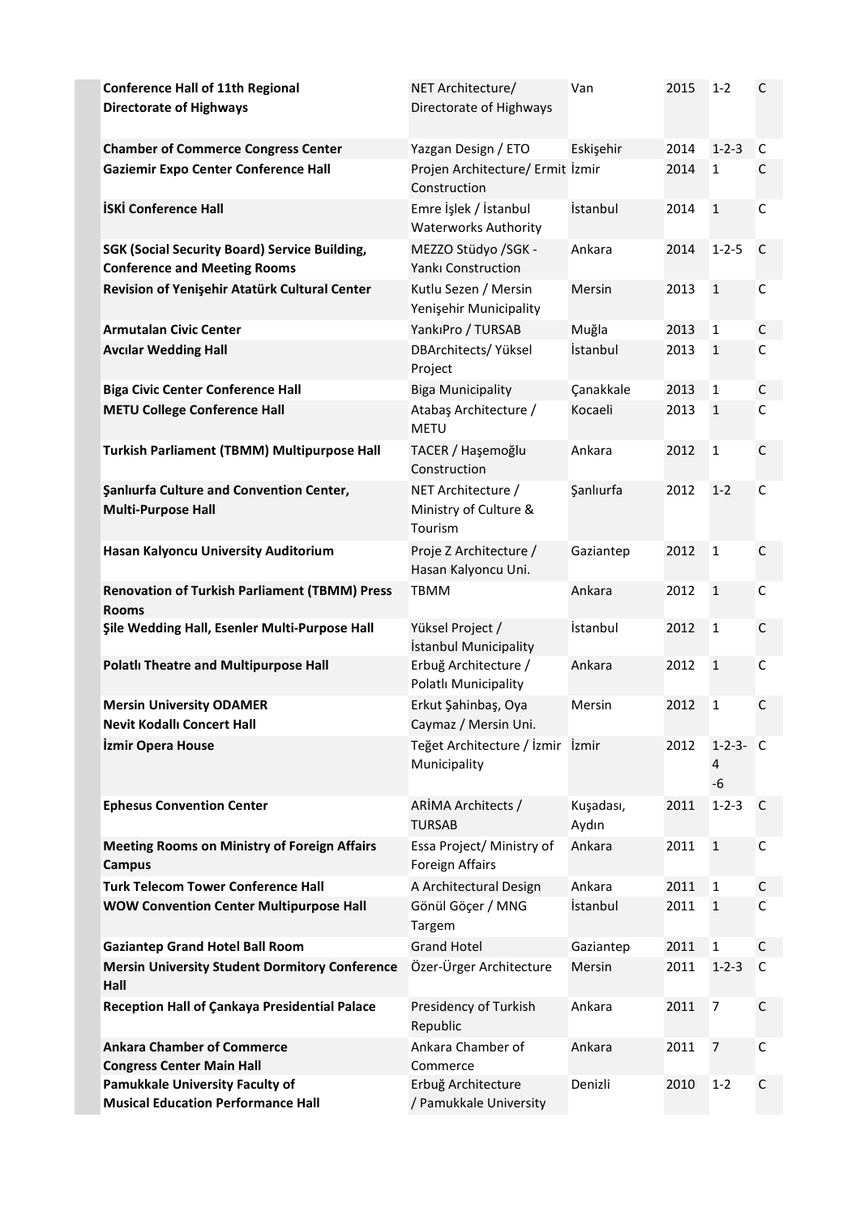| | | | | | |
|---|---|---|---|---|---|
| **Conference Hall of 11th Regional Directorate of Highways** | NET Architecture/ Directorate of Highways | Van | 2015 | 1-2 | C |
| **Chamber of Commerce Congress Center** | Yazgan Design / ETO | Eskişehir | 2014 | 1-2-3 | C |
| **Gaziemir Expo Center Conference Hall** | Projen Architecture/ Ermit Construction | İzmir | 2014 | 1 | C |
| **İSKİ Conference Hall** | Emre İşlek / İstanbul Waterworks Authority | İstanbul | 2014 | 1 | C |
| **SGK (Social Security Board) Service Building, Conference and Meeting Rooms** | MEZZO Stüdyo /SGK - Yankı Construction | Ankara | 2014 | 1-2-5 | C |
| **Revision of Yenişehir Atatürk Cultural Center** | Kutlu Sezen / Mersin Yenişehir Municipality | Mersin | 2013 | 1 | C |
| **Armutalan Civic Center** | YankıPro / TURSAB | Muğla | 2013 | 1 | C |
| **Avcılar Wedding Hall** | DBArchitects/ Yüksel Project | İstanbul | 2013 | 1 | C |
| **Biga Civic Center Conference Hall** | Biga Municipality | Çanakkale | 2013 | 1 | C |
| **METU College Conference Hall** | Atabaş Architecture / METU | Kocaeli | 2013 | 1 | C |
| **Turkish Parliament (TBMM) Multipurpose Hall** | TACER / Haşemoğlu Construction | Ankara | 2012 | 1 | C |
| **Şanlıurfa Culture and Convention Center, Multi-Purpose Hall** | NET Architecture / Ministry of Culture & Tourism | Şanlıurfa | 2012 | 1-2 | C |
| **Hasan Kalyoncu University Auditorium** | Proje Z Architecture / Hasan Kalyoncu Uni. | Gaziantep | 2012 | 1 | C |
| **Renovation of Turkish Parliament (TBMM) Press Rooms** | TBMM | Ankara | 2012 | 1 | C |
| **Şile Wedding Hall, Esenler Multi-Purpose Hall** | Yüksel Project / İstanbul Municipality | İstanbul | 2012 | 1 | C |
| **Polatlı Theatre and Multipurpose Hall** | Erbuğ Architecture / Polatlı Municipality | Ankara | 2012 | 1 | C |
| **Mersin University ODAMER Nevit Kodallı Concert Hall** | Erkut Şahinbaş, Oya Caymaz / Mersin Uni. | Mersin | 2012 | 1 | C |
| **İzmir Opera House** | Teğet Architecture / İzmir Municipality | İzmir | 2012 | 1-2-3-4-6 | C |
| **Ephesus Convention Center** | ARİMA Architects / TURSAB | Kuşadası, Aydın | 2011 | 1-2-3 | C |
| **Meeting Rooms on Ministry of Foreign Affairs Campus** | Essa Project/ Ministry of Foreign Affairs | Ankara | 2011 | 1 | C |
| **Turk Telecom Tower Conference Hall** | A Architectural Design | Ankara | 2011 | 1 | C |
| **WOW Convention Center Multipurpose Hall** | Gönül Göçer / MNG Targem | İstanbul | 2011 | 1 | C |
| **Gaziantep Grand Hotel Ball Room** | Grand Hotel | Gaziantep | 2011 | 1 | C |
| **Mersin University Student Dormitory Conference Hall** | Özer-Ürger Architecture | Mersin | 2011 | 1-2-3 | C |
| **Reception Hall of Çankaya Presidential Palace** | Presidency of Turkish Republic | Ankara | 2011 | 7 | C |
| **Ankara Chamber of Commerce Congress Center Main Hall** | Ankara Chamber of Commerce | Ankara | 2011 | 7 | C |
| **Pamukkale University Faculty of Musical Education Performance Hall** | Erbuğ Architecture / Pamukkale University | Denizli | 2010 | 1-2 | C |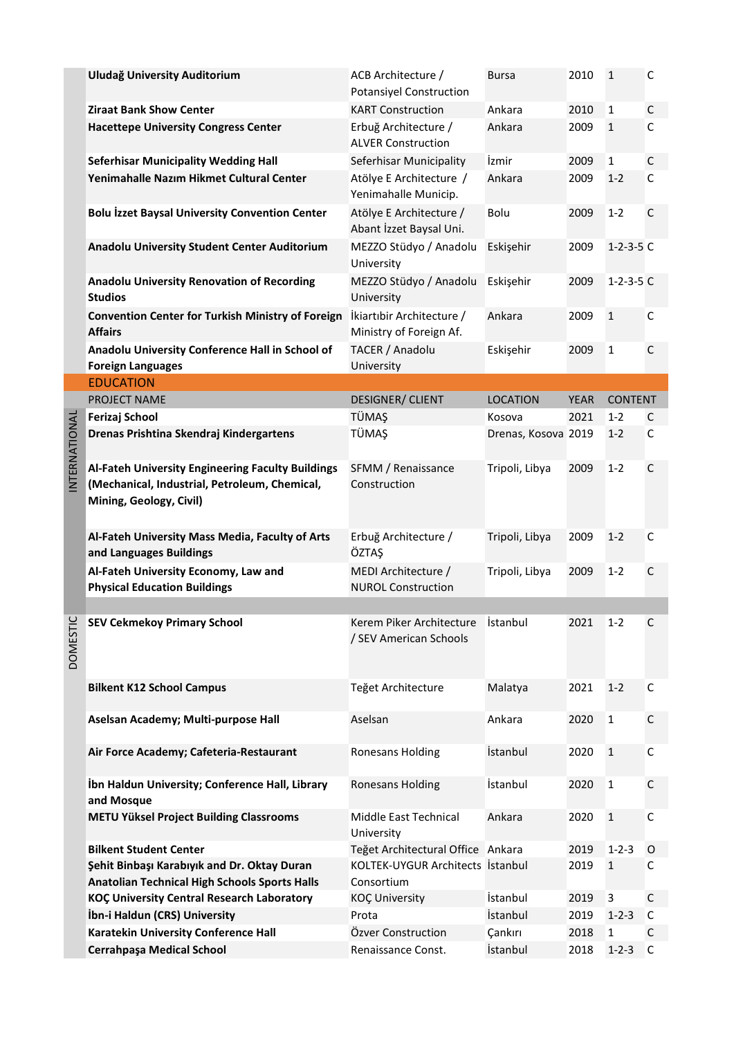| | Project Name | Designer / Client | Location | Year | Content | |
|---|---|---|---|---|---|---|
| | **Uludağ University Auditorium** | ACB Architecture / Potansiyel Construction | Bursa | 2010 | 1 | C |
| | **Ziraat Bank Show Center** | KART Construction | Ankara | 2010 | 1 | C |
| | **Hacettepe University Congress Center** | Erbuğ Architecture / ALVER Construction | Ankara | 2009 | 1 | C |
| | **Seferhisar Municipality Wedding Hall** | Seferhisar Municipality | İzmir | 2009 | 1 | C |
| | **Yenimahalle Nazım Hikmet Cultural Center** | Atölye E Architecture / Yenimahalle Municip. | Ankara | 2009 | 1-2 | C |
| | **Bolu İzzet Baysal University Convention Center** | Atölye E Architecture / Abant İzzet Baysal Uni. | Bolu | 2009 | 1-2 | C |
| | **Anadolu University Student Center Auditorium** | MEZZO Stüdyo / Anadolu University | Eskişehir | 2009 | 1-2-3-5 | C |
| | **Anadolu University Renovation of Recording Studios** | MEZZO Stüdyo / Anadolu University | Eskişehir | 2009 | 1-2-3-5 | C |
| | **Convention Center for Turkish Ministry of Foreign Affairs** | İkiartıbir Architecture / Ministry of Foreign Af. | Ankara | 2009 | 1 | C |
| | **Anadolu University Conference Hall in School of Foreign Languages** | TACER / Anadolu University | Eskişehir | 2009 | 1 | C |

## EDUCATION

| | PROJECT NAME | DESIGNER/ CLIENT | LOCATION | YEAR | CONTENT | |
|---|---|---|---|---|---|---|
| INTERNATIONAL | **Ferizaj School** | TÜMAŞ | Kosova | 2021 | 1-2 | C |
| | **Drenas Prishtina Skendraj Kindergartens** | TÜMAŞ | Drenas, Kosova | 2019 | 1-2 | C |
| | **Al-Fateh University Engineering Faculty Buildings (Mechanical, Industrial, Petroleum, Chemical, Mining, Geology, Civil)** | SFMM / Renaissance Construction | Tripoli, Libya | 2009 | 1-2 | C |
| | **Al-Fateh University Mass Media, Faculty of Arts and Languages Buildings** | Erbuğ Architecture / ÖZTAŞ | Tripoli, Libya | 2009 | 1-2 | C |
| | **Al-Fateh University Economy, Law and Physical Education Buildings** | MEDI Architecture / NUROL Construction | Tripoli, Libya | 2009 | 1-2 | C |
| DOMESTIC | **SEV Cekmekoy Primary School** | Kerem Piker Architecture / SEV American Schools | İstanbul | 2021 | 1-2 | C |
| | **Bilkent K12 School Campus** | Teğet Architecture | Malatya | 2021 | 1-2 | C |
| | **Aselsan Academy; Multi-purpose Hall** | Aselsan | Ankara | 2020 | 1 | C |
| | **Air Force Academy; Cafeteria-Restaurant** | Ronesans Holding | İstanbul | 2020 | 1 | C |
| | **İbn Haldun University; Conference Hall, Library and Mosque** | Ronesans Holding | İstanbul | 2020 | 1 | C |
| | **METU Yüksel Project Building Classrooms** | Middle East Technical University | Ankara | 2020 | 1 | C |
| | **Bilkent Student Center** | Teğet Architectural Office | Ankara | 2019 | 1-2-3 | O |
| | **Şehit Binbaşı Karabıyık and Dr. Oktay Duran Anatolian Technical High Schools Sports Halls** | KOLTEK-UYGUR Architects Consortium | İstanbul | 2019 | 1 | C |
| | **KOÇ University Central Research Laboratory** | KOÇ University | İstanbul | 2019 | 3 | C |
| | **İbn-i Haldun (CRS) University** | Prota | İstanbul | 2019 | 1-2-3 | C |
| | **Karatekin University Conference Hall** | Özver Construction | Çankırı | 2018 | 1 | C |
| | **Cerrahpaşa Medical School** | Renaissance Const. | İstanbul | 2018 | 1-2-3 | C |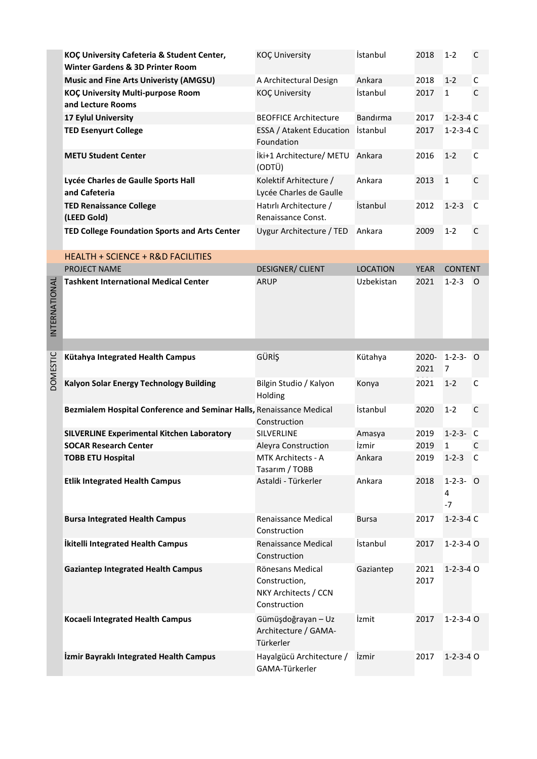| | PROJECT NAME | DESIGNER/ CLIENT | LOCATION | YEAR | CONTENT | |
|---|---|---|---|---|---|---|
| | **KOÇ University Cafeteria & Student Center, Winter Gardens & 3D Printer Room** | KOÇ University | İstanbul | 2018 | 1-2 | C |
| | **Music and Fine Arts Univeristy (AMGSU)** | A Architectural Design | Ankara | 2018 | 1-2 | C |
| | **KOÇ University Multi-purpose Room and Lecture Rooms** | KOÇ University | İstanbul | 2017 | 1 | C |
| | **17 Eylul University** | BEOFFICE Architecture | Bandırma | 2017 | 1-2-3-4 | C |
| | **TED Esenyurt College** | ESSA / Atakent Education Foundation | İstanbul | 2017 | 1-2-3-4 | C |
| | **METU Student Center** | İki+1 Architecture/ METU (ODTÜ) | Ankara | 2016 | 1-2 | C |
| | **Lycée Charles de Gaulle Sports Hall and Cafeteria** | Kolektif Arhitecture / Lycée Charles de Gaulle | Ankara | 2013 | 1 | C |
| | **TED Renaissance College (LEED Gold)** | Hatırlı Architecture / Renaissance Const. | İstanbul | 2012 | 1-2-3 | C |
| | **TED College Foundation Sports and Arts Center** | Uygur Architecture / TED | Ankara | 2009 | 1-2 | C |

## HEALTH + SCIENCE + R&D FACILITIES

| | PROJECT NAME | DESIGNER/ CLIENT | LOCATION | YEAR | CONTENT | |
|---|---|---|---|---|---|---|
| INTERNATIONAL | **Tashkent International Medical Center** | ARUP | Uzbekistan | 2021 | 1-2-3 | O |
| DOMESTIC | **Kütahya Integrated Health Campus** | GÜRİŞ | Kütahya | 2020-2021 | 1-2-3-7 | O |
| | **Kalyon Solar Energy Technology Building** | Bilgin Studio / Kalyon Holding | Konya | 2021 | 1-2 | C |
| | **Bezmialem Hospital Conference and Seminar Halls,** | Renaissance Medical Construction | İstanbul | 2020 | 1-2 | C |
| | **SILVERLINE Experimental Kitchen Laboratory** | SILVERLINE | Amasya | 2019 | 1-2-3- | C |
| | **SOCAR Research Center** | Aleyra Construction | İzmir | 2019 | 1 | C |
| | **TOBB ETU Hospital** | MTK Architects - A Tasarım / TOBB | Ankara | 2019 | 1-2-3 | C |
| | **Etlik Integrated Health Campus** | Astaldi - Türkerler | Ankara | 2018 | 1-2-3-4-7 | O |
| | **Bursa Integrated Health Campus** | Renaissance Medical Construction | Bursa | 2017 | 1-2-3-4 | C |
| | **İkitelli Integrated Health Campus** | Renaissance Medical Construction | İstanbul | 2017 | 1-2-3-4 | O |
| | **Gaziantep Integrated Health Campus** | Rönesans Medical Construction, NKY Architects / CCN Construction | Gaziantep | 2021 2017 | 1-2-3-4 | O |
| | **Kocaeli Integrated Health Campus** | Gümüşdoğrayan – Uz Architecture / GAMA-Türkerler | İzmit | 2017 | 1-2-3-4 | O |
| | **İzmir Bayraklı Integrated Health Campus** | Hayalgücü Architecture / GAMA-Türkerler | İzmir | 2017 | 1-2-3-4 | O |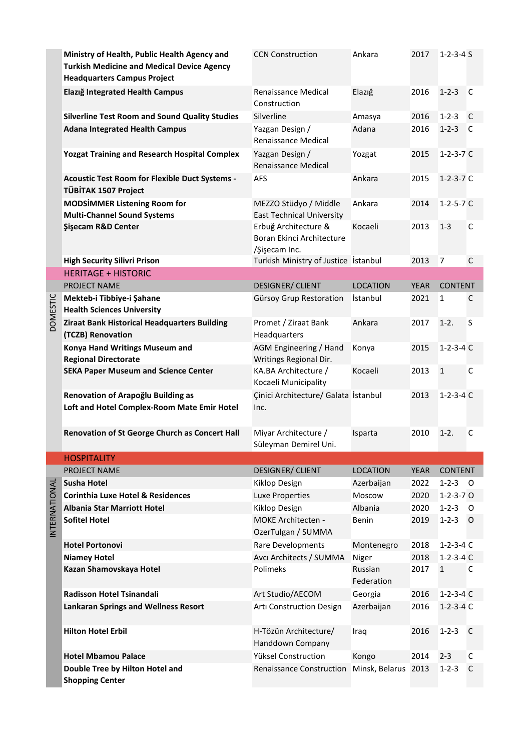| | PROJECT NAME | DESIGNER/ CLIENT | LOCATION | YEAR | CONTENT | |
|---|---|---|---|---|---|---|
| | **Ministry of Health, Public Health Agency and Turkish Medicine and Medical Device Agency Headquarters Campus Project** | CCN Construction | Ankara | 2017 | 1-2-3-4 | S |
| | **Elazığ Integrated Health Campus** | Renaissance Medical Construction | Elazığ | 2016 | 1-2-3 | C |
| | **Silverline Test Room and Sound Quality Studies** | Silverline | Amasya | 2016 | 1-2-3 | C |
| | **Adana Integrated Health Campus** | Yazgan Design / Renaissance Medical | Adana | 2016 | 1-2-3 | C |
| | **Yozgat Training and Research Hospital Complex** | Yazgan Design / Renaissance Medical | Yozgat | 2015 | 1-2-3-7 | C |
| | **Acoustic Test Room for Flexible Duct Systems - TÜBİTAK 1507 Project** | AFS | Ankara | 2015 | 1-2-3-7 | C |
| | **MODSİMMER Listening Room for Multi-Channel Sound Systems** | MEZZO Stüdyo / Middle East Technical University | Ankara | 2014 | 1-2-5-7 | C |
| | **Şişecam R&D Center** | Erbuğ Architecture & Boran Ekinci Architecture /Şişecam Inc. | Kocaeli | 2013 | 1-3 | C |
| | **High Security Silivri Prison** | Turkish Ministry of Justice | İstanbul | 2013 | 7 | C |

## HERITAGE + HISTORIC

| | PROJECT NAME | DESIGNER/ CLIENT | LOCATION | YEAR | CONTENT | |
|---|---|---|---|---|---|---|
| DOMESTIC | **Mekteb-i Tıbbiye-i Şahane Health Sciences University** | Gürsoy Grup Restoration | İstanbul | 2021 | 1 | C |
| | **Ziraat Bank Historical Headquarters Building (TCZB) Renovation** | Promet / Ziraat Bank Headquarters | Ankara | 2017 | 1-2. | S |
| | **Konya Hand Writings Museum and Regional Directorate** | AGM Engineering / Hand Writings Regional Dir. | Konya | 2015 | 1-2-3-4 | C |
| | **SEKA Paper Museum and Science Center** | KA.BA Architecture / Kocaeli Municipality | Kocaeli | 2013 | 1 | C |
| | **Renovation of Arapoğlu Building as Loft and Hotel Complex-Room Mate Emir Hotel** | Çinici Architecture/ Galata Inc. | İstanbul | 2013 | 1-2-3-4 | C |
| | **Renovation of St George Church as Concert Hall** | Miyar Architecture / Süleyman Demirel Uni. | Isparta | 2010 | 1-2. | C |

## HOSPITALITY

| | PROJECT NAME | DESIGNER/ CLIENT | LOCATION | YEAR | CONTENT | |
|---|---|---|---|---|---|---|
| INTERNATIONAL | **Susha Hotel** | Kiklop Design | Azerbaijan | 2022 | 1-2-3 | O |
| | **Corinthia Luxe Hotel & Residences** | Luxe Properties | Moscow | 2020 | 1-2-3-7 | O |
| | **Albania Star Marriott Hotel** | Kiklop Design | Albania | 2020 | 1-2-3 | O |
| | **Sofitel Hotel** | MOKE Architecten - OzerTulgan / SUMMA | Benin | 2019 | 1-2-3 | O |
| | **Hotel Portonovi** | Rare Developments | Montenegro | 2018 | 1-2-3-4 | C |
| | **Niamey Hotel** | Avcı Architects / SUMMA | Niger | 2018 | 1-2-3-4 | C |
| | **Kazan Shamovskaya Hotel** | Polimeks | Russian Federation | 2017 | 1 | C |
| | **Radisson Hotel Tsinandali** | Art Studio/AECOM | Georgia | 2016 | 1-2-3-4 | C |
| | **Lankaran Springs and Wellness Resort** | Artı Construction Design | Azerbaijan | 2016 | 1-2-3-4 | C |
| | **Hilton Hotel Erbil** | H-Tözün Architecture/ Handdown Company | Iraq | 2016 | 1-2-3 | C |
| | **Hotel Mbamou Palace** | Yüksel Construction | Kongo | 2014 | 2-3 | C |
| | **Double Tree by Hilton Hotel and Shopping Center** | Renaissance Construction | Minsk, Belarus | 2013 | 1-2-3 | C |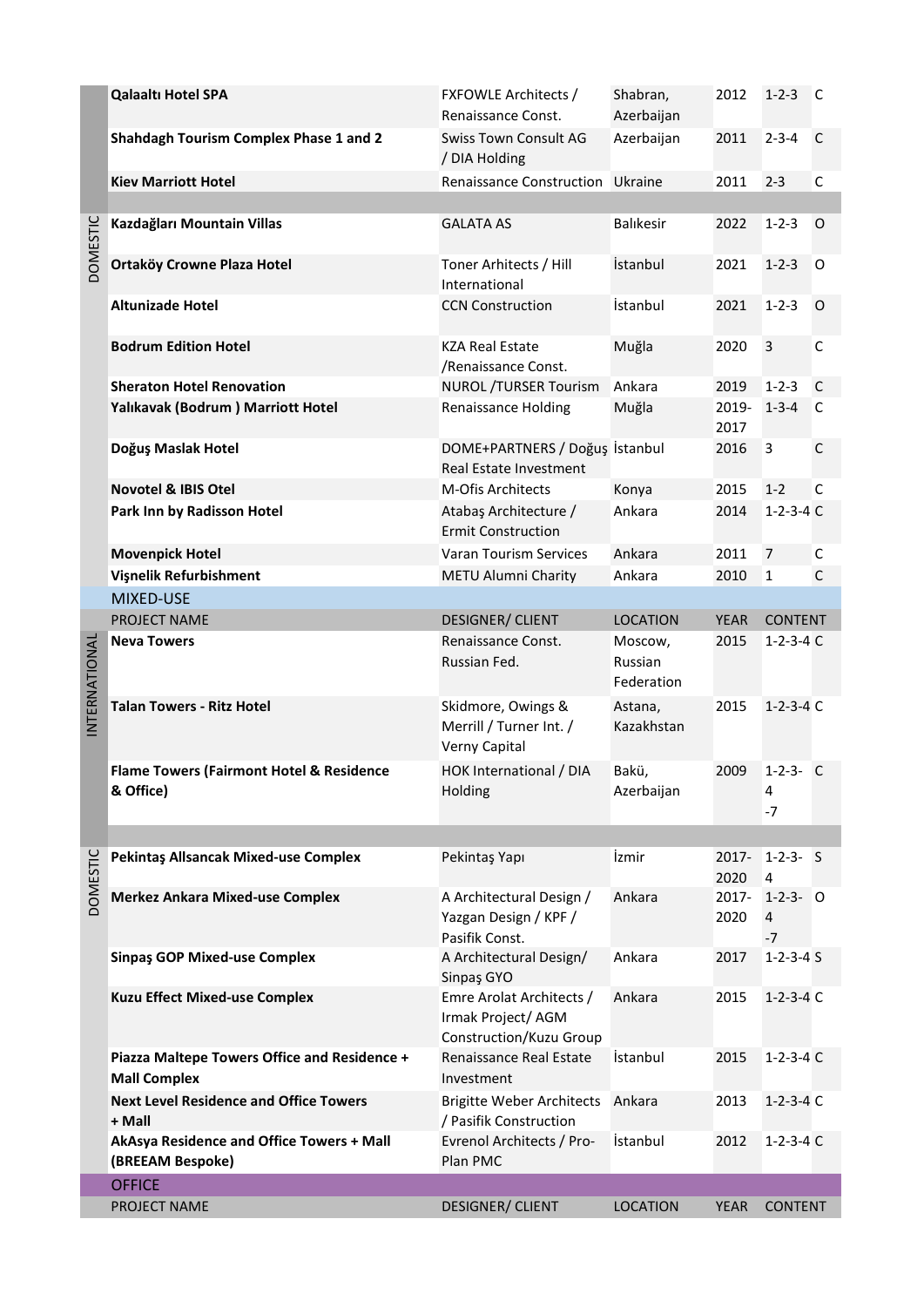| | PROJECT NAME | DESIGNER/ CLIENT | LOCATION | YEAR | CONTENT | |
|---|---|---|---|---|---|---|
| | **Qalaaltı Hotel SPA** | FXFOWLE Architects / Renaissance Const. | Shabran, Azerbaijan | 2012 | 1-2-3 | C |
| | **Shahdagh Tourism Complex Phase 1 and 2** | Swiss Town Consult AG / DIA Holding | Azerbaijan | 2011 | 2-3-4 | C |
| | **Kiev Marriott Hotel** | Renaissance Construction | Ukraine | 2011 | 2-3 | C |
| DOMESTIC | **Kazdağları Mountain Villas** | GALATA AS | Balıkesir | 2022 | 1-2-3 | O |
| | **Ortaköy Crowne Plaza Hotel** | Toner Arhitects / Hill International | İstanbul | 2021 | 1-2-3 | O |
| | **Altunizade Hotel** | CCN Construction | İstanbul | 2021 | 1-2-3 | O |
| | **Bodrum Edition Hotel** | KZA Real Estate /Renaissance Const. | Muğla | 2020 | 3 | C |
| | **Sheraton Hotel Renovation** | NUROL /TURSER Tourism | Ankara | 2019 | 1-2-3 | C |
| | **Yalıkavak (Bodrum ) Marriott Hotel** | Renaissance Holding | Muğla | 2019-2017 | 1-3-4 | C |
| | **Doğuş Maslak Hotel** | DOME+PARTNERS / Doğuş Real Estate Investment | İstanbul | 2016 | 3 | C |
| | **Novotel & IBIS Otel** | M-Ofis Architects | Konya | 2015 | 1-2 | C |
| | **Park Inn by Radisson Hotel** | Atabaş Architecture / Ermit Construction | Ankara | 2014 | 1-2-3-4 | C |
| | **Movenpick Hotel** | Varan Tourism Services | Ankara | 2011 | 7 | C |
| | **Vişnelik Refurbishment** | METU Alumni Charity | Ankara | 2010 | 1 | C |

## MIXED-USE

| | PROJECT NAME | DESIGNER/ CLIENT | LOCATION | YEAR | CONTENT | |
|---|---|---|---|---|---|---|
| INTERNATIONAL | **Neva Towers** | Renaissance Const. Russian Fed. | Moscow, Russian Federation | 2015 | 1-2-3-4 | C |
| | **Talan Towers - Ritz Hotel** | Skidmore, Owings & Merrill / Turner Int. / Verny Capital | Astana, Kazakhstan | 2015 | 1-2-3-4 | C |
| | **Flame Towers (Fairmont Hotel & Residence & Office)** | HOK International / DIA Holding | Bakü, Azerbaijan | 2009 | 1-2-3-4-7 | C |
| DOMESTIC | **Pekintaş Allsancak Mixed-use Complex** | Pekintaş Yapı | İzmir | 2017-2020 | 1-2-3-4 | S |
| | **Merkez Ankara Mixed-use Complex** | A Architectural Design / Yazgan Design / KPF / Pasifik Const. | Ankara | 2017-2020 | 1-2-3-4-7 | O |
| | **Sinpaş GOP Mixed-use Complex** | A Architectural Design/ Sinpaş GYO | Ankara | 2017 | 1-2-3-4 | S |
| | **Kuzu Effect Mixed-use Complex** | Emre Arolat Architects / Irmak Project/ AGM Construction/Kuzu Group | Ankara | 2015 | 1-2-3-4 | C |
| | **Piazza Maltepe Towers Office and Residence + Mall Complex** | Renaissance Real Estate Investment | İstanbul | 2015 | 1-2-3-4 | C |
| | **Next Level Residence and Office Towers + Mall** | Brigitte Weber Architects / Pasifik Construction | Ankara | 2013 | 1-2-3-4 | C |
| | **AkAsya Residence and Office Towers + Mall (BREEAM Bespoke)** | Evrenol Architects / Pro-Plan PMC | İstanbul | 2012 | 1-2-3-4 | C |

## OFFICE

| | PROJECT NAME | DESIGNER/ CLIENT | LOCATION | YEAR | CONTENT | |
|---|---|---|---|---|---|---|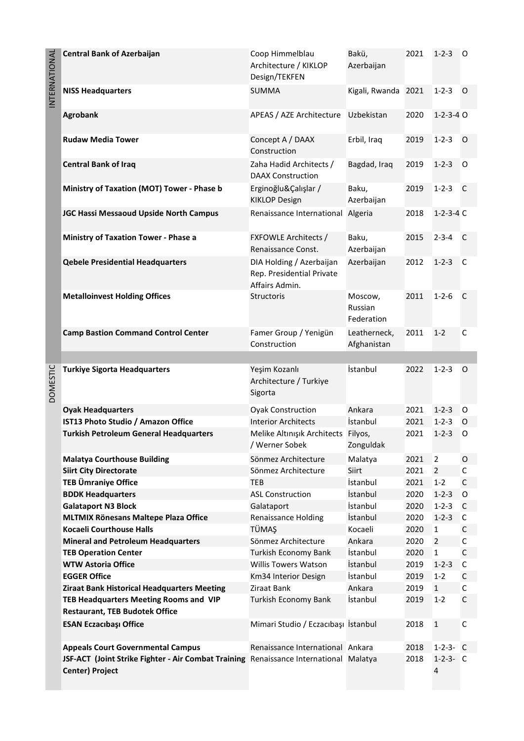| | Project | Architect / Client | Location | Year | Scope | Status |
|---|---|---|---|---|---|---|
| INTERNATIONAL | **Central Bank of Azerbaijan** | Coop Himmelblau Architecture / KIKLOP Design/TEKFEN | Bakü, Azerbaijan | 2021 | 1-2-3 | O |
| | **NISS Headquarters** | SUMMA | Kigali, Rwanda | 2021 | 1-2-3 | O |
| | **Agrobank** | APEAS / AZE Architecture | Uzbekistan | 2020 | 1-2-3-4 | O |
| | **Rudaw Media Tower** | Concept A / DAAX Construction | Erbil, Iraq | 2019 | 1-2-3 | O |
| | **Central Bank of Iraq** | Zaha Hadid Architects / DAAX Construction | Bagdad, Iraq | 2019 | 1-2-3 | O |
| | **Ministry of Taxation (MOT) Tower - Phase b** | Erginoğlu&Çalışlar / KIKLOP Design | Baku, Azerbaijan | 2019 | 1-2-3 | C |
| | **JGC Hassi Messaoud Upside North Campus** | Renaissance International | Algeria | 2018 | 1-2-3-4 | C |
| | **Ministry of Taxation Tower - Phase a** | FXFOWLE Architects / Renaissance Const. | Baku, Azerbaijan | 2015 | 2-3-4 | C |
| | **Qebele Presidential Headquarters** | DIA Holding / Azerbaijan Rep. Presidential Private Affairs Admin. | Azerbaijan | 2012 | 1-2-3 | C |
| | **Metalloinvest Holding Offices** | Structoris | Moscow, Russian Federation | 2011 | 1-2-6 | C |
| | **Camp Bastion Command Control Center** | Famer Group / Yenigün Construction | Leatherneck, Afghanistan | 2011 | 1-2 | C |
| DOMESTIC | **Turkiye Sigorta Headquarters** | Yeşim Kozanlı Architecture / Turkiye Sigorta | İstanbul | 2022 | 1-2-3 | O |
| | **Oyak Headquarters** | Oyak Construction | Ankara | 2021 | 1-2-3 | O |
| | **IST13 Photo Studio / Amazon Office** | Interior Architects | İstanbul | 2021 | 1-2-3 | O |
| | **Turkish Petroleum General Headquarters** | Melike Altınışık Architects / Werner Sobek | Filyos, Zonguldak | 2021 | 1-2-3 | O |
| | **Malatya Courthouse Building** | Sönmez Architecture | Malatya | 2021 | 2 | O |
| | **Siirt City Directorate** | Sönmez Architecture | Siirt | 2021 | 2 | C |
| | **TEB Ümraniye Office** | TEB | İstanbul | 2021 | 1-2 | C |
| | **BDDK Headquarters** | ASL Construction | İstanbul | 2020 | 1-2-3 | O |
| | **Galataport N3 Block** | Galataport | İstanbul | 2020 | 1-2-3 | C |
| | **MLTMIX Rönesans Maltepe Plaza Office** | Renaissance Holding | İstanbul | 2020 | 1-2-3 | C |
| | **Kocaeli Courthouse Halls** | TÜMAŞ | Kocaeli | 2020 | 1 | C |
| | **Mineral and Petroleum Headquarters** | Sönmez Architecture | Ankara | 2020 | 2 | C |
| | **TEB Operation Center** | Turkish Economy Bank | İstanbul | 2020 | 1 | C |
| | **WTW Astoria Office** | Willis Towers Watson | İstanbul | 2019 | 1-2-3 | C |
| | **EGGER Office** | Km34 Interior Design | İstanbul | 2019 | 1-2 | C |
| | **Ziraat Bank Historical Headquarters Meeting** | Ziraat Bank | Ankara | 2019 | 1 | C |
| | **TEB Headquarters Meeting Rooms and VIP Restaurant, TEB Budotek Office** | Turkish Economy Bank | İstanbul | 2019 | 1-2 | C |
| | **ESAN Eczacıbaşı Office** | Mimari Studio / Eczacıbaşı | İstanbul | 2018 | 1 | C |
| | **Appeals Court Governmental Campus** | Renaissance International | Ankara | 2018 | 1-2-3- | C |
| | **JSF-ACT (Joint Strike Fighter - Air Combat Training Center) Project** | Renaissance International | Malatya | 2018 | 1-2-3-4 | C |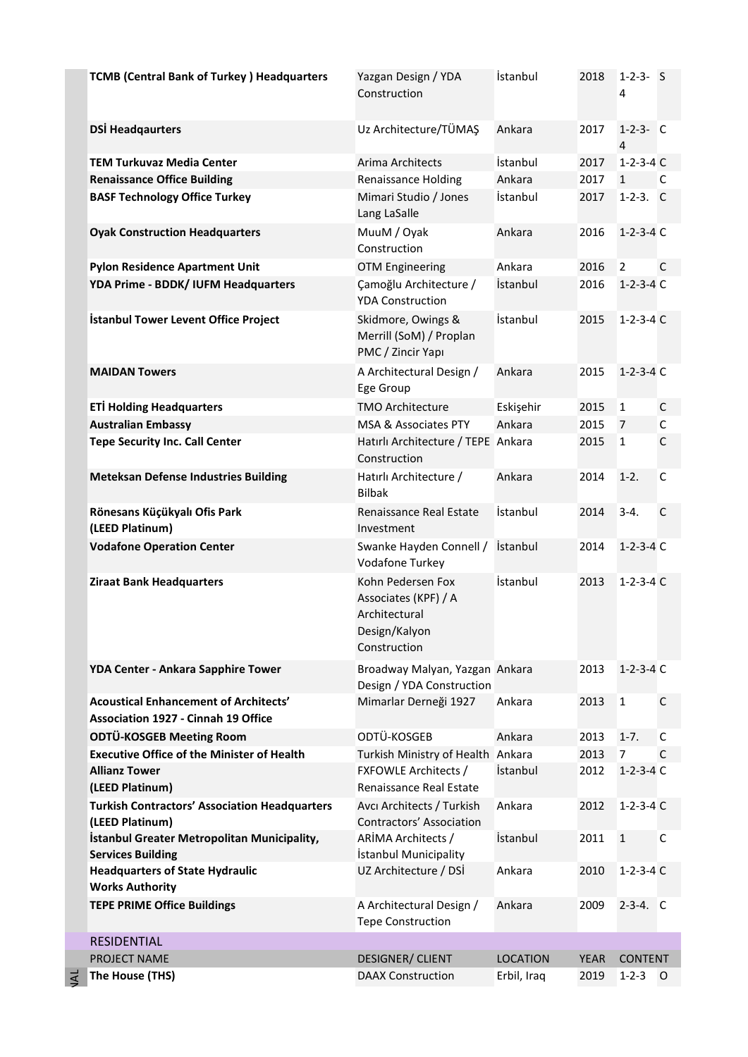| | | | | |
|---|---|---|---|---|
| **TCMB (Central Bank of Turkey ) Headquarters** | Yazgan Design / YDA Construction | İstanbul | 2018 | 1-2-3-4 | S |
| **DSİ Headqaurters** | Uz Architecture/TÜMAŞ | Ankara | 2017 | 1-2-3-4 | C |
| **TEM Turkuvaz Media Center** | Arima Architects | İstanbul | 2017 | 1-2-3-4 | C |
| **Renaissance Office Building** | Renaissance Holding | Ankara | 2017 | 1 | C |
| **BASF Technology Office Turkey** | Mimari Studio / Jones Lang LaSalle | İstanbul | 2017 | 1-2-3. | C |
| **Oyak Construction Headquarters** | MuuM / Oyak Construction | Ankara | 2016 | 1-2-3-4 | C |
| **Pylon Residence Apartment Unit** | OTM Engineering | Ankara | 2016 | 2 | C |
| **YDA Prime - BDDK/ IUFM Headquarters** | Çamoğlu Architecture / YDA Construction | İstanbul | 2016 | 1-2-3-4 | C |
| **İstanbul Tower Levent Office Project** | Skidmore, Owings & Merrill (SoM) / Proplan PMC / Zincir Yapı | İstanbul | 2015 | 1-2-3-4 | C |
| **MAIDAN Towers** | A Architectural Design / Ege Group | Ankara | 2015 | 1-2-3-4 | C |
| **ETİ Holding Headquarters** | TMO Architecture | Eskişehir | 2015 | 1 | C |
| **Australian Embassy** | MSA & Associates PTY | Ankara | 2015 | 7 | C |
| **Tepe Security Inc. Call Center** | Hatırlı Architecture / TEPE Construction | Ankara | 2015 | 1 | C |
| **Meteksan Defense Industries Building** | Hatırlı Architecture / Bilbak | Ankara | 2014 | 1-2. | C |
| **Rönesans Küçükyalı Ofis Park (LEED Platinum)** | Renaissance Real Estate Investment | İstanbul | 2014 | 3-4. | C |
| **Vodafone Operation Center** | Swanke Hayden Connell / Vodafone Turkey | İstanbul | 2014 | 1-2-3-4 | C |
| **Ziraat Bank Headquarters** | Kohn Pedersen Fox Associates (KPF) / A Architectural Design/Kalyon Construction | İstanbul | 2013 | 1-2-3-4 | C |
| **YDA Center - Ankara Sapphire Tower** | Broadway Malyan, Yazgan Design / YDA Construction | Ankara | 2013 | 1-2-3-4 | C |
| **Acoustical Enhancement of Architects' Association 1927 - Cinnah 19 Office** | Mimarlar Derneği 1927 | Ankara | 2013 | 1 | C |
| **ODTÜ-KOSGEB Meeting Room** | ODTÜ-KOSGEB | Ankara | 2013 | 1-7. | C |
| **Executive Office of the Minister of Health** | Turkish Ministry of Health | Ankara | 2013 | 7 | C |
| **Allianz Tower (LEED Platinum)** | FXFOWLE Architects / Renaissance Real Estate | İstanbul | 2012 | 1-2-3-4 | C |
| **Turkish Contractors' Association Headquarters (LEED Platinum)** | Avcı Architects / Turkish Contractors' Association | Ankara | 2012 | 1-2-3-4 | C |
| **İstanbul Greater Metropolitan Municipality, Services Building** | ARİMA Architects / İstanbul Municipality | İstanbul | 2011 | 1 | C |
| **Headquarters of State Hydraulic Works Authority** | UZ Architecture / DSİ | Ankara | 2010 | 1-2-3-4 | C |
| **TEPE PRIME Office Buildings** | A Architectural Design / Tepe Construction | Ankara | 2009 | 2-3-4. | C |

RESIDENTIAL

| PROJECT NAME | DESIGNER/ CLIENT | LOCATION | YEAR | CONTENT | |
|---|---|---|---|---|---|
| **The House (THS)** | DAAX Construction | Erbil, Iraq | 2019 | 1-2-3 | O |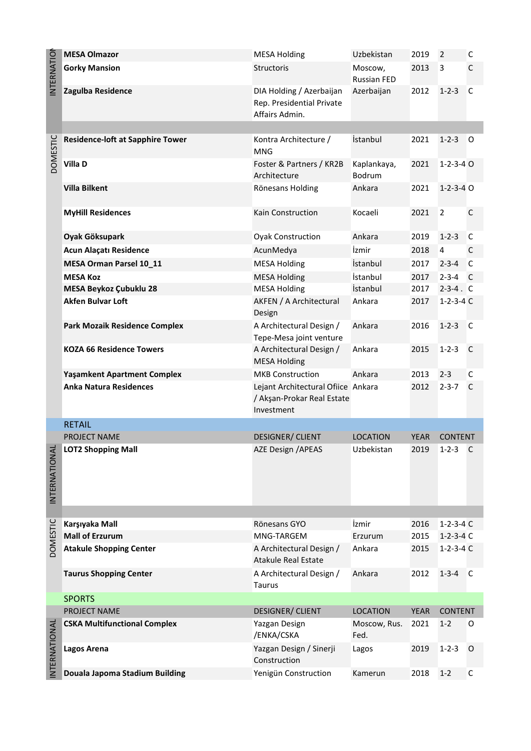| | PROJECT NAME | DESIGNER/ CLIENT | LOCATION | YEAR | CONTENT | |
|---|---|---|---|---|---|---|
| INTERNATIONAL | **MESA Olmazor** | MESA Holding | Uzbekistan | 2019 | 2 | C |
| | **Gorky Mansion** | Structoris | Moscow, Russian FED | 2013 | 3 | C |
| | **Zagulba Residence** | DIA Holding / Azerbaijan Rep. Presidential Private Affairs Admin. | Azerbaijan | 2012 | 1-2-3 | C |
| DOMESTIC | **Residence-loft at Sapphire Tower** | Kontra Architecture / MNG | İstanbul | 2021 | 1-2-3 | O |
| | **Villa D** | Foster & Partners / KR2B Architecture | Kaplankaya, Bodrum | 2021 | 1-2-3-4 | O |
| | **Villa Bilkent** | Rönesans Holding | Ankara | 2021 | 1-2-3-4 | O |
| | **MyHill Residences** | Kain Construction | Kocaeli | 2021 | 2 | C |
| | **Oyak Göksupark** | Oyak Construction | Ankara | 2019 | 1-2-3 | C |
| | **Acun Alaçatı Residence** | AcunMedya | İzmir | 2018 | 4 | C |
| | **MESA Orman Parsel 10_11** | MESA Holding | İstanbul | 2017 | 2-3-4 | C |
| | **MESA Koz** | MESA Holding | İstanbul | 2017 | 2-3-4 | C |
| | **MESA Beykoz Çubuklu 28** | MESA Holding | İstanbul | 2017 | 2-3-4 . | C |
| | **Akfen Bulvar Loft** | AKFEN / A Architectural Design | Ankara | 2017 | 1-2-3-4 | C |
| | **Park Mozaik Residence Complex** | A Architectural Design / Tepe-Mesa joint venture | Ankara | 2016 | 1-2-3 | C |
| | **KOZA 66 Residence Towers** | A Architectural Design / MESA Holding | Ankara | 2015 | 1-2-3 | C |
| | **Yaşamkent Apartment Complex** | MKB Construction | Ankara | 2013 | 2-3 | C |
| | **Anka Natura Residences** | Lejant Architectural Ofiice / Akşan-Prokar Real Estate Investment | Ankara | 2012 | 2-3-7 | C |

## RETAIL

| | PROJECT NAME | DESIGNER/ CLIENT | LOCATION | YEAR | CONTENT | |
|---|---|---|---|---|---|---|
| INTERNATIONAL | **LOT2 Shopping Mall** | AZE Design /APEAS | Uzbekistan | 2019 | 1-2-3 | C |
| DOMESTIC | **Karşıyaka Mall** | Rönesans GYO | İzmir | 2016 | 1-2-3-4 | C |
| | **Mall of Erzurum** | MNG-TARGEM | Erzurum | 2015 | 1-2-3-4 | C |
| | **Atakule Shopping Center** | A Architectural Design / Atakule Real Estate | Ankara | 2015 | 1-2-3-4 | C |
| | **Taurus Shopping Center** | A Architectural Design / Taurus | Ankara | 2012 | 1-3-4 | C |

## SPORTS

| | PROJECT NAME | DESIGNER/ CLIENT | LOCATION | YEAR | CONTENT | |
|---|---|---|---|---|---|---|
| INTERNATIONAL | **CSKA Multifunctional Complex** | Yazgan Design /ENKA/CSKA | Moscow, Rus. Fed. | 2021 | 1-2 | O |
| | **Lagos Arena** | Yazgan Design / Sinerji Construction | Lagos | 2019 | 1-2-3 | O |
| | **Douala Japoma Stadium Building** | Yenigün Construction | Kamerun | 2018 | 1-2 | C |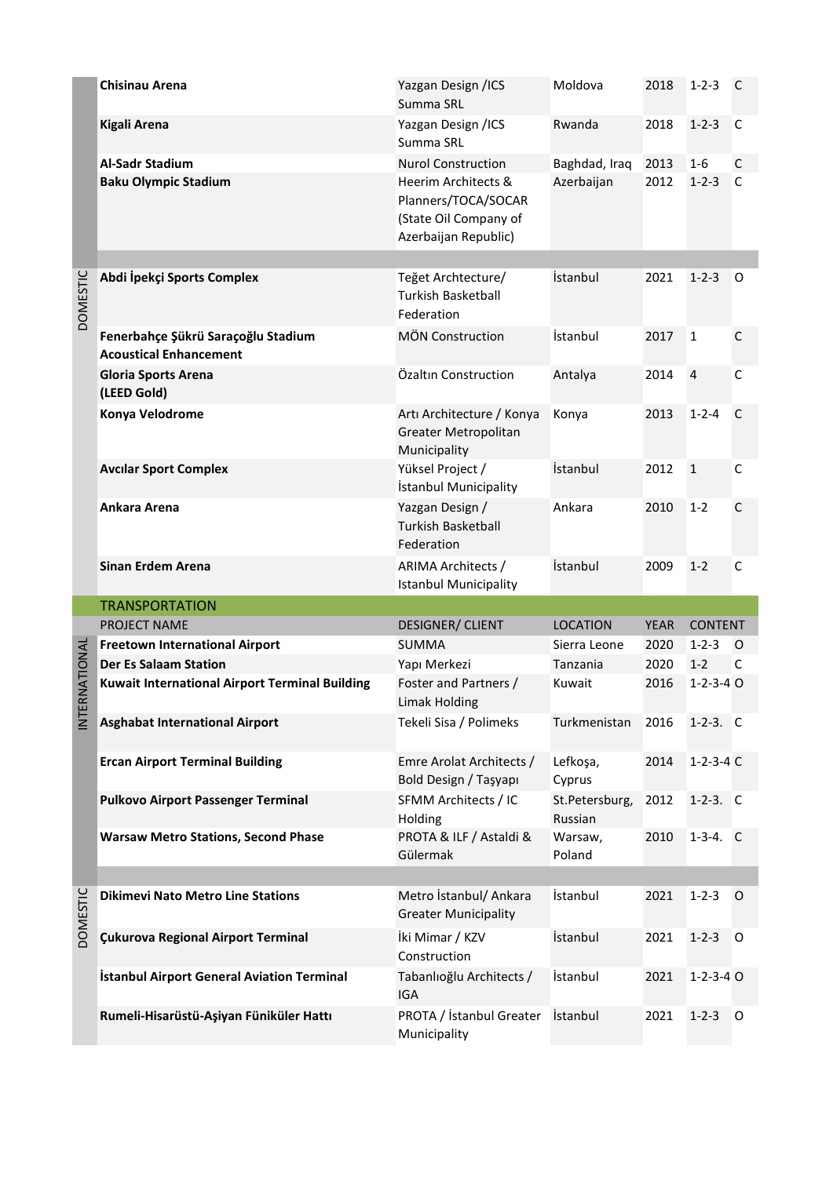| | | | | | |
|---|---|---|---|---|---|
| | **Chisinau Arena** | Yazgan Design /ICS Summa SRL | Moldova | 2018 | 1-2-3 | C |
| | **Kigali Arena** | Yazgan Design /ICS Summa SRL | Rwanda | 2018 | 1-2-3 | C |
| | **Al-Sadr Stadium** | Nurol Construction | Baghdad, Iraq | 2013 | 1-6 | C |
| | **Baku Olympic Stadium** | Heerim Architects & Planners/TOCA/SOCAR (State Oil Company of Azerbaijan Republic) | Azerbaijan | 2012 | 1-2-3 | C |
| DOMESTIC | **Abdi İpekçi Sports Complex** | Teğet Archtecture/ Turkish Basketball Federation | İstanbul | 2021 | 1-2-3 | O |
| | **Fenerbahçe Şükrü Saraçoğlu Stadium Acoustical Enhancement** | MÖN Construction | İstanbul | 2017 | 1 | C |
| | **Gloria Sports Arena (LEED Gold)** | Özaltın Construction | Antalya | 2014 | 4 | C |
| | **Konya Velodrome** | Artı Architecture / Konya Greater Metropolitan Municipality | Konya | 2013 | 1-2-4 | C |
| | **Avcılar Sport Complex** | Yüksel Project / İstanbul Municipality | İstanbul | 2012 | 1 | C |
| | **Ankara Arena** | Yazgan Design / Turkish Basketball Federation | Ankara | 2010 | 1-2 | C |
| | **Sinan Erdem Arena** | ARIMA Architects / Istanbul Municipality | İstanbul | 2009 | 1-2 | C |

## TRANSPORTATION

| | PROJECT NAME | DESIGNER/ CLIENT | LOCATION | YEAR | CONTENT | |
|---|---|---|---|---|---|---|
| INTERNATIONAL | **Freetown International Airport** | SUMMA | Sierra Leone | 2020 | 1-2-3 | O |
| | **Der Es Salaam Station** | Yapı Merkezi | Tanzania | 2020 | 1-2 | C |
| | **Kuwait International Airport Terminal Building** | Foster and Partners / Limak Holding | Kuwait | 2016 | 1-2-3-4 | O |
| | **Asghabat International Airport** | Tekeli Sisa / Polimeks | Turkmenistan | 2016 | 1-2-3. | C |
| | **Ercan Airport Terminal Building** | Emre Arolat Architects / Bold Design / Taşyapı | Lefkoşa, Cyprus | 2014 | 1-2-3-4 | C |
| | **Pulkovo Airport Passenger Terminal** | SFMM Architects / IC Holding | St.Petersburg, Russian | 2012 | 1-2-3. | C |
| | **Warsaw Metro Stations, Second Phase** | PROTA & ILF / Astaldi & Gülermak | Warsaw, Poland | 2010 | 1-3-4. | C |
| DOMESTIC | **Dikimevi Nato Metro Line Stations** | Metro İstanbul/ Ankara Greater Municipality | İstanbul | 2021 | 1-2-3 | O |
| | **Çukurova Regional Airport Terminal** | İki Mimar / KZV Construction | İstanbul | 2021 | 1-2-3 | O |
| | **İstanbul Airport General Aviation Terminal** | Tabanlıoğlu Architects / IGA | İstanbul | 2021 | 1-2-3-4 | O |
| | **Rumeli-Hisarüstü-Aşiyan Füniküler Hattı** | PROTA / İstanbul Greater Municipality | İstanbul | 2021 | 1-2-3 | O |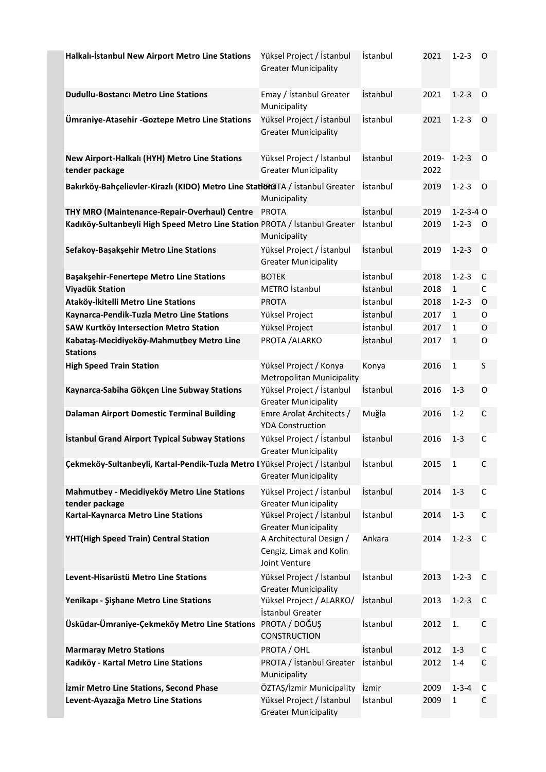| | | | | | |
|---|---|---|---|---|---|
| **Halkalı-İstanbul New Airport Metro Line Stations** | Yüksel Project / İstanbul Greater Municipality | İstanbul | 2021 | 1-2-3 | O |
| **Dudullu-Bostancı Metro Line Stations** | Emay / İstanbul Greater Municipality | İstanbul | 2021 | 1-2-3 | O |
| **Ümraniye-Atasehir -Goztepe Metro Line Stations** | Yüksel Project / İstanbul Greater Municipality | İstanbul | 2021 | 1-2-3 | O |
| **New Airport-Halkalı (HYH) Metro Line Stations tender package** | Yüksel Project / İstanbul Greater Municipality | İstanbul | 2019-2022 | 1-2-3 | O |
| **Bakırköy-Bahçelievler-Kirazlı (KIDO) Metro Line Stations** | PROTA / İstanbul Greater Municipality | İstanbul | 2019 | 1-2-3 | O |
| **THY MRO (Maintenance-Repair-Overhaul) Centre** | PROTA | İstanbul | 2019 | 1-2-3-4 | O |
| **Kadıköy-Sultanbeyli High Speed Metro Line Station** | PROTA / İstanbul Greater Municipality | İstanbul | 2019 | 1-2-3 | O |
| **Sefakoy-Başakşehir Metro Line Stations** | Yüksel Project / İstanbul Greater Municipality | İstanbul | 2019 | 1-2-3 | O |
| **Başakşehir-Fenertepe Metro Line Stations** | BOTEK | İstanbul | 2018 | 1-2-3 | C |
| **Viyadük Station** | METRO İstanbul | İstanbul | 2018 | 1 | C |
| **Ataköy-İkitelli Metro Line Stations** | PROTA | İstanbul | 2018 | 1-2-3 | O |
| **Kaynarca-Pendik-Tuzla Metro Line Stations** | Yüksel Project | İstanbul | 2017 | 1 | O |
| **SAW Kurtköy Intersection Metro Station** | Yüksel Project | İstanbul | 2017 | 1 | O |
| **Kabataş-Mecidiyeköy-Mahmutbey Metro Line Stations** | PROTA /ALARKO | İstanbul | 2017 | 1 | O |
| **High Speed Train Station** | Yüksel Project / Konya Metropolitan Municipality | Konya | 2016 | 1 | S |
| **Kaynarca-Sabiha Gökçen Line Subway Stations** | Yüksel Project / İstanbul Greater Municipality | İstanbul | 2016 | 1-3 | O |
| **Dalaman Airport Domestic Terminal Building** | Emre Arolat Architects / YDA Construction | Muğla | 2016 | 1-2 | C |
| **İstanbul Grand Airport Typical Subway Stations** | Yüksel Project / İstanbul Greater Municipality | İstanbul | 2016 | 1-3 | C |
| **Çekmeköy-Sultanbeyli, Kartal-Pendik-Tuzla Metro L** | Yüksel Project / İstanbul Greater Municipality | İstanbul | 2015 | 1 | C |
| **Mahmutbey - Mecidiyeköy Metro Line Stations tender package** | Yüksel Project / İstanbul Greater Municipality | İstanbul | 2014 | 1-3 | C |
| **Kartal-Kaynarca Metro Line Stations** | Yüksel Project / İstanbul Greater Municipality | İstanbul | 2014 | 1-3 | C |
| **YHT(High Speed Train) Central Station** | A Architectural Design / Cengiz, Limak and Kolin Joint Venture | Ankara | 2014 | 1-2-3 | C |
| **Levent-Hisarüstü Metro Line Stations** | Yüksel Project / İstanbul Greater Municipality | İstanbul | 2013 | 1-2-3 | C |
| **Yenikapı - Şişhane Metro Line Stations** | Yüksel Project / ALARKO/ İstanbul Greater | İstanbul | 2013 | 1-2-3 | C |
| **Üsküdar-Ümraniye-Çekmeköy Metro Line Stations** | PROTA / DOĞUŞ CONSTRUCTION | İstanbul | 2012 | 1. | C |
| **Marmaray Metro Stations** | PROTA / OHL | İstanbul | 2012 | 1-3 | C |
| **Kadıköy - Kartal Metro Line Stations** | PROTA / İstanbul Greater Municipality | İstanbul | 2012 | 1-4 | C |
| **İzmir Metro Line Stations, Second Phase** | ÖZTAŞ/İzmir Municipality | İzmir | 2009 | 1-3-4 | C |
| **Levent-Ayazağa Metro Line Stations** | Yüksel Project / İstanbul Greater Municipality | İstanbul | 2009 | 1 | C |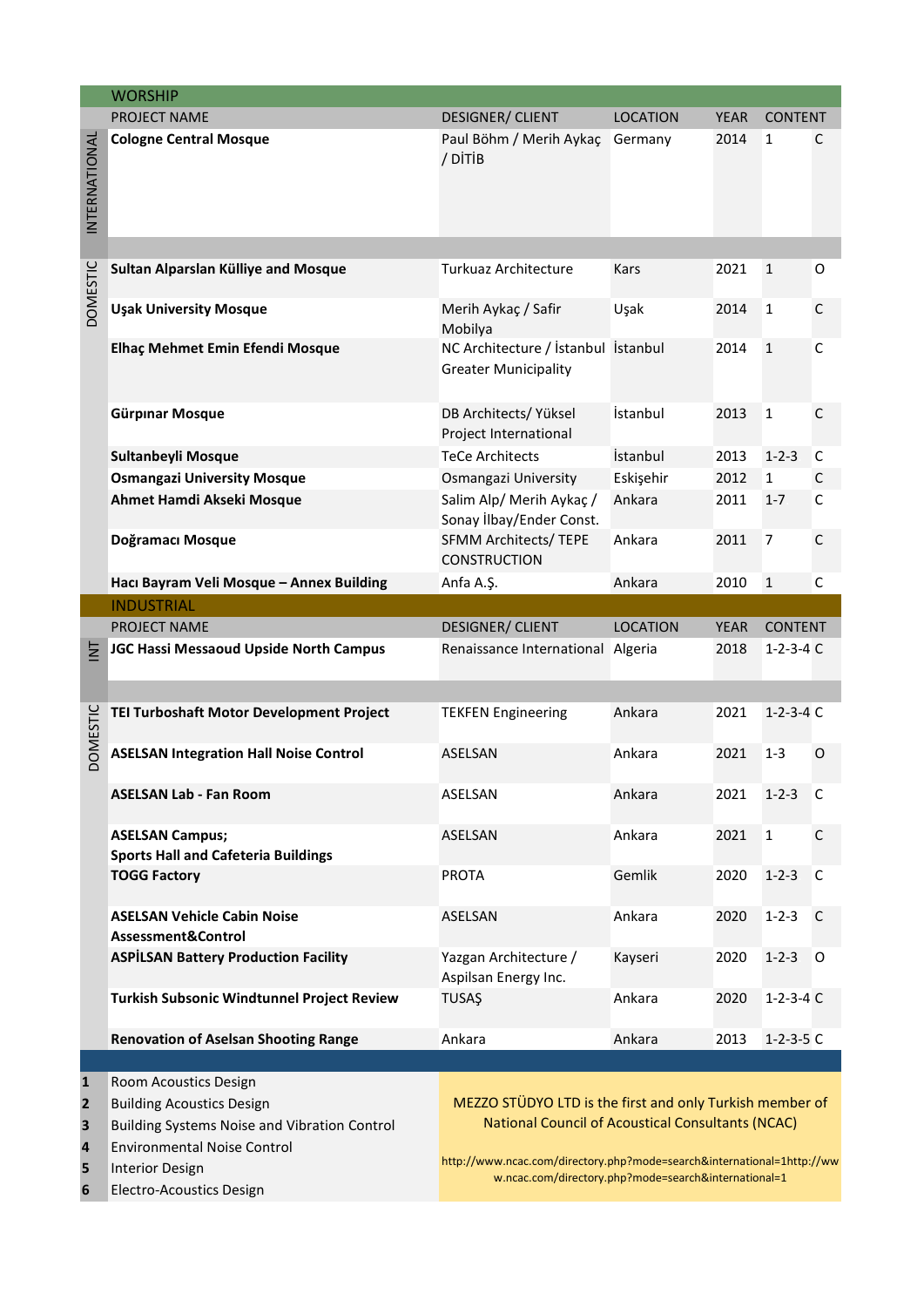## WORSHIP

| | PROJECT NAME | DESIGNER/ CLIENT | LOCATION | YEAR | CONTENT | |
|---|---|---|---|---|---|---|
| INTERNATIONAL | **Cologne Central Mosque** | Paul Böhm / Merih Aykaç / DİTİB | Germany | 2014 | 1 | C |
| DOMESTIC | **Sultan Alparslan Külliye and Mosque** | Turkuaz Architecture | Kars | 2021 | 1 | O |
| | **Uşak University Mosque** | Merih Aykaç / Safir Mobilya | Uşak | 2014 | 1 | C |
| | **Elhaç Mehmet Emin Efendi Mosque** | NC Architecture / İstanbul Greater Municipality | İstanbul | 2014 | 1 | C |
| | **Gürpınar Mosque** | DB Architects/ Yüksel Project International | İstanbul | 2013 | 1 | C |
| | **Sultanbeyli Mosque** | TeCe Architects | İstanbul | 2013 | 1-2-3 | C |
| | **Osmangazi University Mosque** | Osmangazi University | Eskişehir | 2012 | 1 | C |
| | **Ahmet Hamdi Akseki Mosque** | Salim Alp/ Merih Aykaç / Sonay İlbay/Ender Const. | Ankara | 2011 | 1-7 | C |
| | **Doğramacı Mosque** | SFMM Architects/ TEPE CONSTRUCTION | Ankara | 2011 | 7 | C |
| | **Hacı Bayram Veli Mosque – Annex Building** | Anfa A.Ş. | Ankara | 2010 | 1 | C |

## INDUSTRIAL

| | PROJECT NAME | DESIGNER/ CLIENT | LOCATION | YEAR | CONTENT | |
|---|---|---|---|---|---|---|
| INT | **JGC Hassi Messaoud Upside North Campus** | Renaissance International | Algeria | 2018 | 1-2-3-4 | C |
| DOMESTIC | **TEI Turboshaft Motor Development Project** | TEKFEN Engineering | Ankara | 2021 | 1-2-3-4 | C |
| | **ASELSAN Integration Hall Noise Control** | ASELSAN | Ankara | 2021 | 1-3 | O |
| | **ASELSAN Lab - Fan Room** | ASELSAN | Ankara | 2021 | 1-2-3 | C |
| | **ASELSAN Campus; Sports Hall and Cafeteria Buildings** | ASELSAN | Ankara | 2021 | 1 | C |
| | **TOGG Factory** | PROTA | Gemlik | 2020 | 1-2-3 | C |
| | **ASELSAN Vehicle Cabin Noise Assessment&Control** | ASELSAN | Ankara | 2020 | 1-2-3 | C |
| | **ASPİLSAN Battery Production Facility** | Yazgan Architecture / Aspilsan Energy Inc. | Kayseri | 2020 | 1-2-3 | O |
| | **Turkish Subsonic Windtunnel Project Review** | TUSAŞ | Ankara | 2020 | 1-2-3-4 | C |
| | **Renovation of Aselsan Shooting Range** | Ankara | Ankara | 2013 | 1-2-3-5 | C |

**1** Room Acoustics Design
**2** Building Acoustics Design
**3** Building Systems Noise and Vibration Control
**4** Environmental Noise Control
**5** Interior Design
**6** Electro-Acoustics Design

MEZZO STÜDYO LTD is the first and only Turkish member of National Council of Acoustical Consultants (NCAC)

http://www.ncac.com/directory.php?mode=search&international=1http://www.ncac.com/directory.php?mode=search&international=1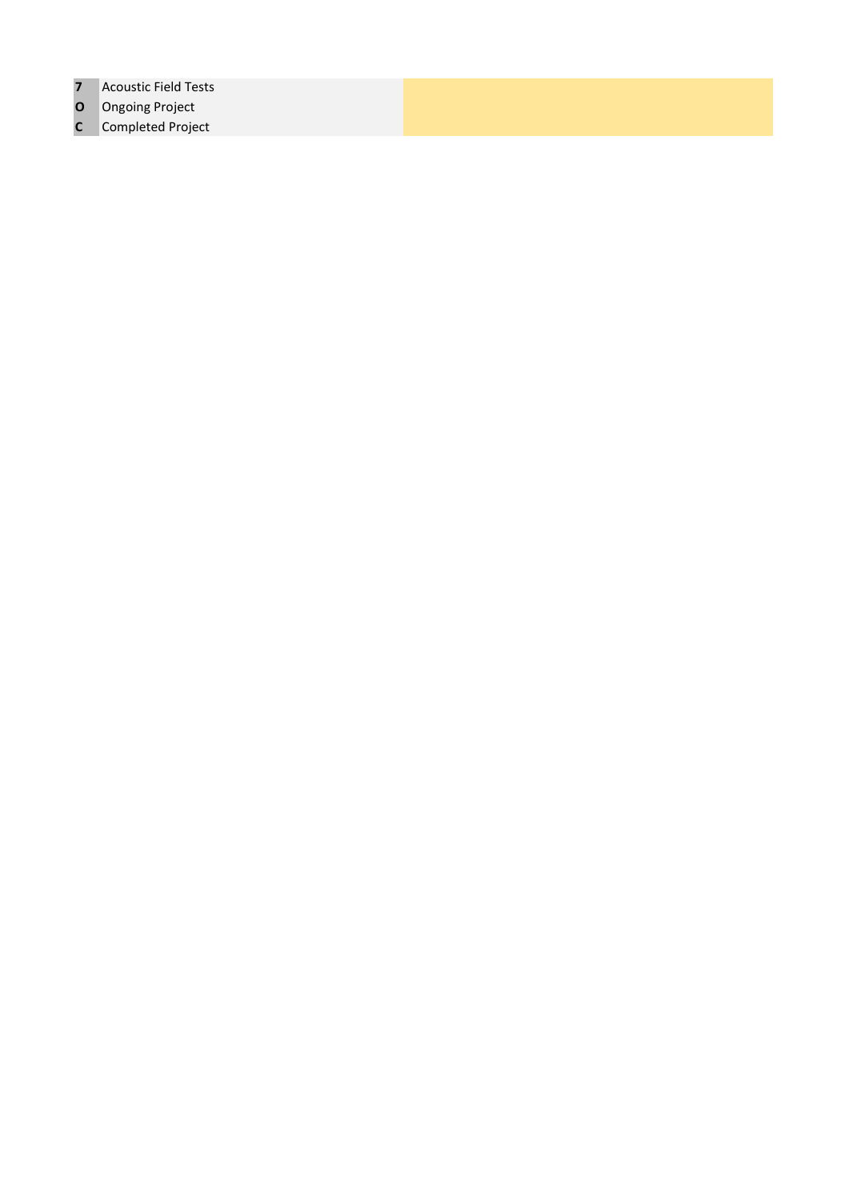| | | |
|---|---|---|
| **7** | Acoustic Field Tests | |
| **O** | Ongoing Project | |
| **C** | Completed Project | |